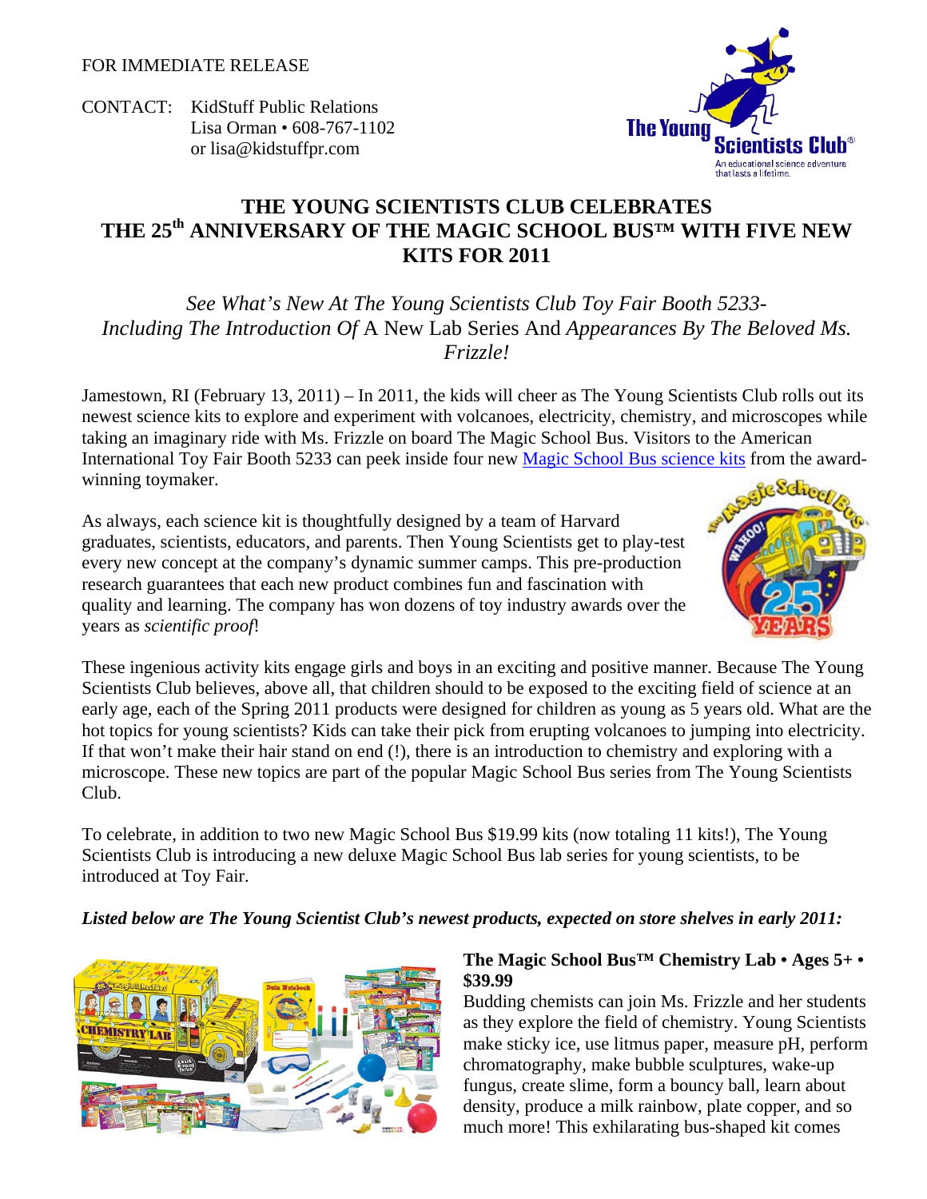FOR IMMEDIATE RELEASE

CONTACT: KidStuff Public Relations
Lisa Orman • 608-767-1102
or lisa@kidstuffpr.com

# THE YOUNG SCIENTISTS CLUB CELEBRATES THE 25th ANNIVERSARY OF THE MAGIC SCHOOL BUS™ WITH FIVE NEW KITS FOR 2011

*See What's New At The Young Scientists Club Toy Fair Booth 5233- Including The Introduction Of* A New Lab Series And *Appearances By The Beloved Ms. Frizzle!*

Jamestown, RI (February 13, 2011) – In 2011, the kids will cheer as The Young Scientists Club rolls out its newest science kits to explore and experiment with volcanoes, electricity, chemistry, and microscopes while taking an imaginary ride with Ms. Frizzle on board The Magic School Bus. Visitors to the American International Toy Fair Booth 5233 can peek inside four new Magic School Bus science kits from the award-winning toymaker.

As always, each science kit is thoughtfully designed by a team of Harvard graduates, scientists, educators, and parents. Then Young Scientists get to play-test every new concept at the company's dynamic summer camps. This pre-production research guarantees that each new product combines fun and fascination with quality and learning. The company has won dozens of toy industry awards over the years as *scientific proof*!

These ingenious activity kits engage girls and boys in an exciting and positive manner. Because The Young Scientists Club believes, above all, that children should to be exposed to the exciting field of science at an early age, each of the Spring 2011 products were designed for children as young as 5 years old. What are the hot topics for young scientists? Kids can take their pick from erupting volcanoes to jumping into electricity. If that won't make their hair stand on end (!), there is an introduction to chemistry and exploring with a microscope. These new topics are part of the popular Magic School Bus series from The Young Scientists Club.

To celebrate, in addition to two new Magic School Bus $19.99 kits (now totaling 11 kits!), The Young Scientists Club is introducing a new deluxe Magic School Bus lab series for young scientists, to be introduced at Toy Fair.

***Listed below are The Young Scientist Club's newest products, expected on store shelves in early 2011:***

**The Magic School Bus™ Chemistry Lab • Ages 5+ • $39.99**

Budding chemists can join Ms. Frizzle and her students as they explore the field of chemistry. Young Scientists make sticky ice, use litmus paper, measure pH, perform chromatography, make bubble sculptures, wake-up fungus, create slime, form a bouncy ball, learn about density, produce a milk rainbow, plate copper, and so much more! This exhilarating bus-shaped kit comes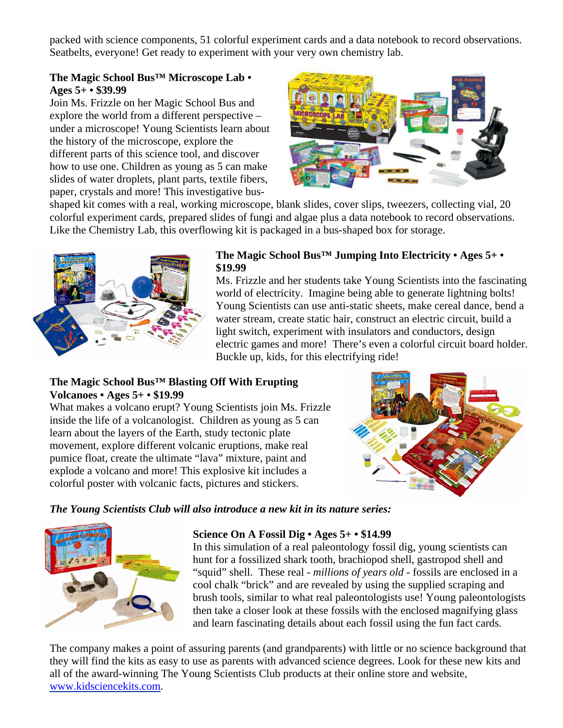packed with science components, 51 colorful experiment cards and a data notebook to record observations. Seatbelts, everyone! Get ready to experiment with your very own chemistry lab.

**The Magic School Bus™ Microscope Lab • Ages 5+ • $39.99**

Join Ms. Frizzle on her Magic School Bus and explore the world from a different perspective – under a microscope! Young Scientists learn about the history of the microscope, explore the different parts of this science tool, and discover how to use one. Children as young as 5 can make slides of water droplets, plant parts, textile fibers, paper, crystals and more! This investigative bus-shaped kit comes with a real, working microscope, blank slides, cover slips, tweezers, collecting vial, 20 colorful experiment cards, prepared slides of fungi and algae plus a data notebook to record observations. Like the Chemistry Lab, this overflowing kit is packaged in a bus-shaped box for storage.

**The Magic School Bus™ Jumping Into Electricity • Ages 5+ • $19.99**

Ms. Frizzle and her students take Young Scientists into the fascinating world of electricity. Imagine being able to generate lightning bolts! Young Scientists can use anti-static sheets, make cereal dance, bend a water stream, create static hair, construct an electric circuit, build a light switch, experiment with insulators and conductors, design electric games and more! There's even a colorful circuit board holder. Buckle up, kids, for this electrifying ride!

**The Magic School Bus™ Blasting Off With Erupting Volcanoes • Ages 5+ • $19.99**

What makes a volcano erupt? Young Scientists join Ms. Frizzle inside the life of a volcanologist. Children as young as 5 can learn about the layers of the Earth, study tectonic plate movement, explore different volcanic eruptions, make real pumice float, create the ultimate "lava" mixture, paint and explode a volcano and more! This explosive kit includes a colorful poster with volcanic facts, pictures and stickers.

***The Young Scientists Club will also introduce a new kit in its nature series:***

**Science On A Fossil Dig • Ages 5+ • $14.99**

In this simulation of a real paleontology fossil dig, young scientists can hunt for a fossilized shark tooth, brachiopod shell, gastropod shell and "squid" shell. These real - *millions of years old* - fossils are enclosed in a cool chalk "brick" and are revealed by using the supplied scraping and brush tools, similar to what real paleontologists use! Young paleontologists then take a closer look at these fossils with the enclosed magnifying glass and learn fascinating details about each fossil using the fun fact cards.

The company makes a point of assuring parents (and grandparents) with little or no science background that they will find the kits as easy to use as parents with advanced science degrees. Look for these new kits and all of the award-winning The Young Scientists Club products at their online store and website, [www.kidsciencekits.com](http://www.kidsciencekits.com).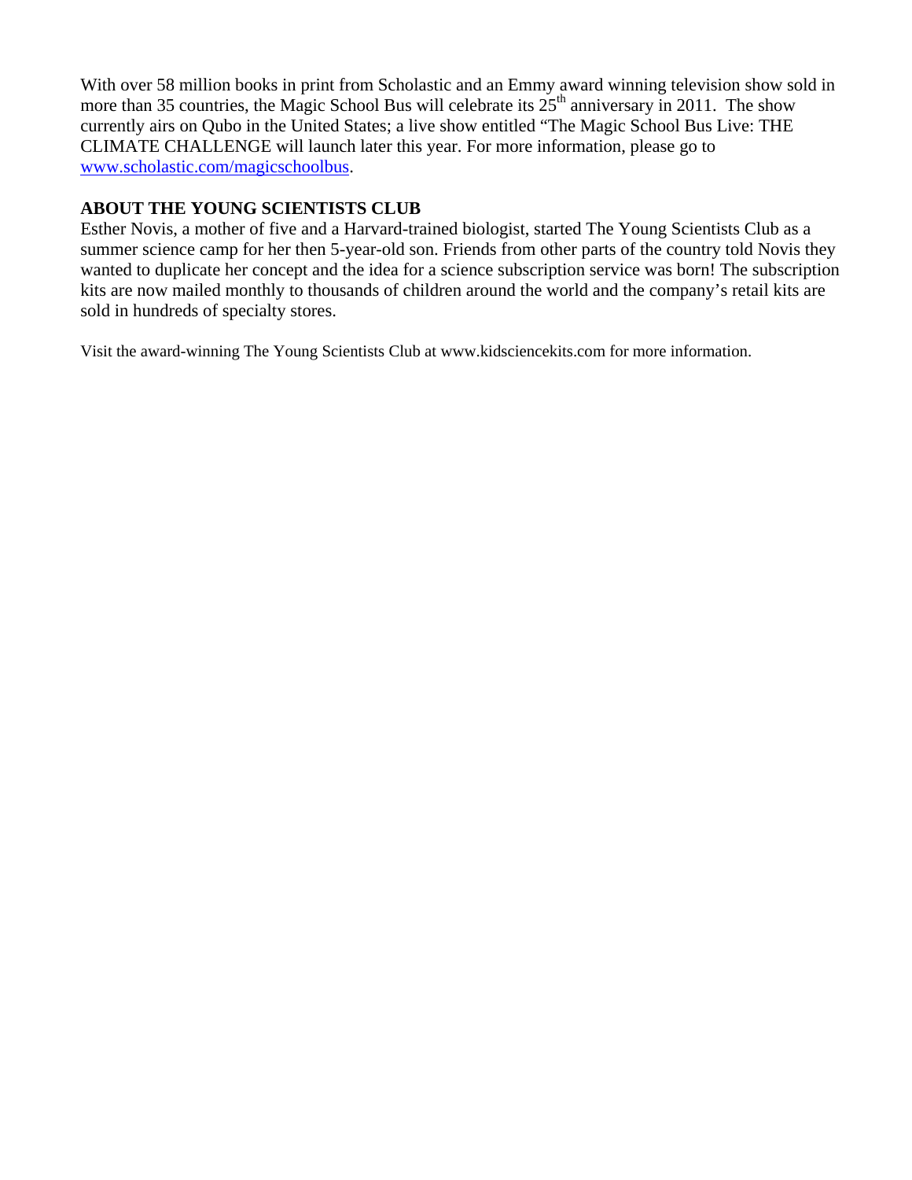With over 58 million books in print from Scholastic and an Emmy award winning television show sold in more than 35 countries, the Magic School Bus will celebrate its 25$^{th}$ anniversary in 2011. The show currently airs on Qubo in the United States; a live show entitled "The Magic School Bus Live: THE CLIMATE CHALLENGE will launch later this year. For more information, please go to [www.scholastic.com/magicschoolbus](www.scholastic.com/magicschoolbus).

**ABOUT THE YOUNG SCIENTISTS CLUB**

Esther Novis, a mother of five and a Harvard-trained biologist, started The Young Scientists Club as a summer science camp for her then 5-year-old son. Friends from other parts of the country told Novis they wanted to duplicate her concept and the idea for a science subscription service was born! The subscription kits are now mailed monthly to thousands of children around the world and the company's retail kits are sold in hundreds of specialty stores.

Visit the award-winning The Young Scientists Club at www.kidsciencekits.com for more information.